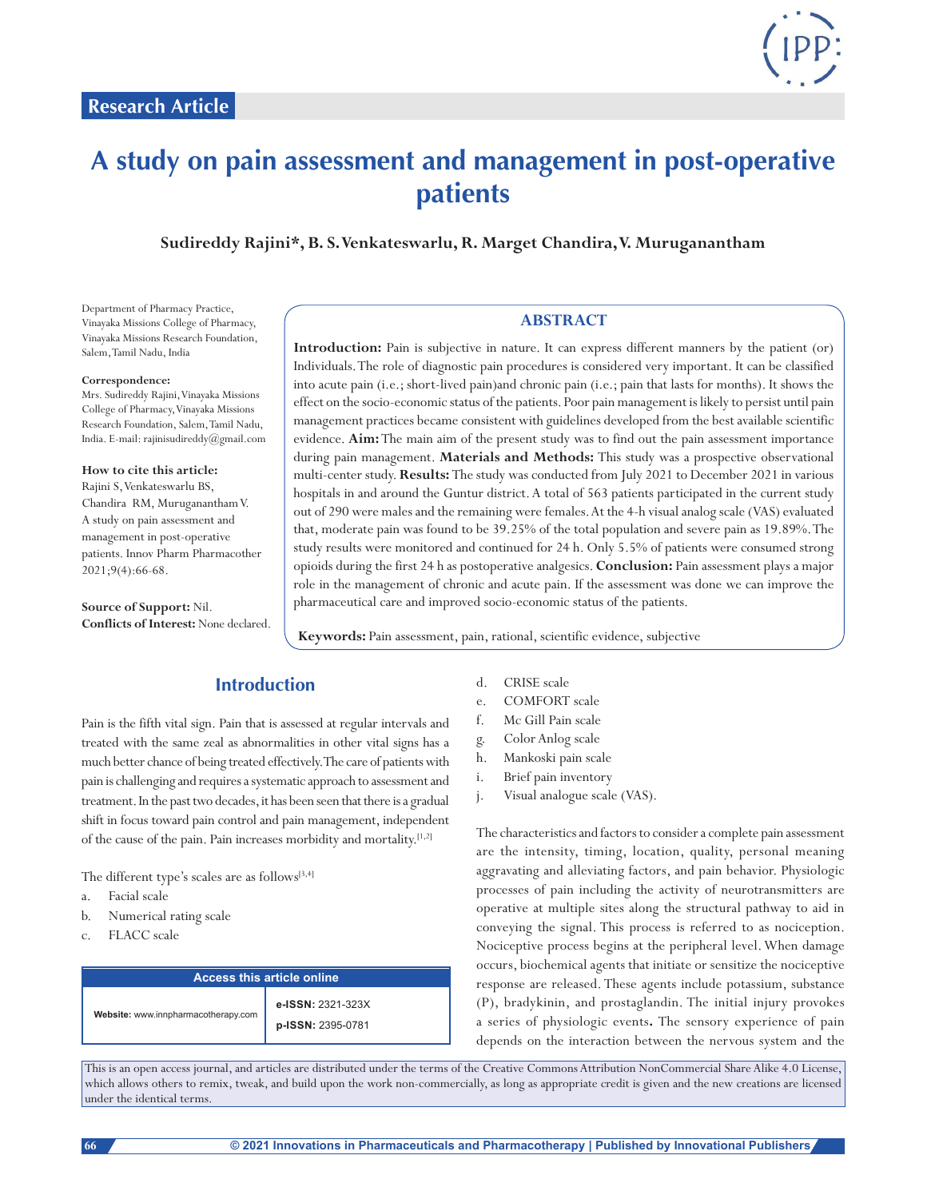Research Article

# A study on pain assessment and management in post-operative patients

**Sudireddy Rajini*, B. S. Venkateswarlu, R. Marget Chandira, V. Muruganantham**

Department of Pharmacy Practice, Vinayaka Missions College of Pharmacy, Vinayaka Missions Research Foundation, Salem, Tamil Nadu, India

**Correspondence:**
Mrs. Sudireddy Rajini, Vinayaka Missions College of Pharmacy, Vinayaka Missions Research Foundation, Salem, Tamil Nadu, India. E-mail: rajinisudireddy@gmail.com

**How to cite this article:**
Rajini S, Venkateswarlu BS, Chandira RM, Muruganantham V. A study on pain assessment and management in post-operative patients. Innov Pharm Pharmacother 2021;9(4):66-68.

**Source of Support:** Nil.
**Conflicts of Interest:** None declared.

## ABSTRACT

**Introduction:** Pain is subjective in nature. It can express different manners by the patient (or) Individuals. The role of diagnostic pain procedures is considered very important. It can be classified into acute pain (i.e.; short-lived pain)and chronic pain (i.e.; pain that lasts for months). It shows the effect on the socio-economic status of the patients. Poor pain management is likely to persist until pain management practices became consistent with guidelines developed from the best available scientific evidence. **Aim:** The main aim of the present study was to find out the pain assessment importance during pain management. **Materials and Methods:** This study was a prospective observational multi-center study. **Results:** The study was conducted from July 2021 to December 2021 in various hospitals in and around the Guntur district. A total of 563 patients participated in the current study out of 290 were males and the remaining were females. At the 4-h visual analog scale (VAS) evaluated that, moderate pain was found to be 39.25% of the total population and severe pain as 19.89%. The study results were monitored and continued for 24 h. Only 5.5% of patients were consumed strong opioids during the first 24 h as postoperative analgesics. **Conclusion:** Pain assessment plays a major role in the management of chronic and acute pain. If the assessment was done we can improve the pharmaceutical care and improved socio-economic status of the patients.

**Keywords:** Pain assessment, pain, rational, scientific evidence, subjective

## Introduction

Pain is the fifth vital sign. Pain that is assessed at regular intervals and treated with the same zeal as abnormalities in other vital signs has a much better chance of being treated effectively. The care of patients with pain is challenging and requires a systematic approach to assessment and treatment. In the past two decades, it has been seen that there is a gradual shift in focus toward pain control and pain management, independent of the cause of the pain. Pain increases morbidity and mortality.[1,2]

The different type's scales are as follows[3,4]

a. Facial scale
b. Numerical rating scale
c. FLACC scale
d. CRISE scale
e. COMFORT scale
f. Mc Gill Pain scale
g. Color Anlog scale
h. Mankoski pain scale
i. Brief pain inventory
j. Visual analogue scale (VAS).

| Access this article online | |
|---|---|
| Website: www.innpharmacotherapy.com | e-ISSN: 2321-323X<br>p-ISSN: 2395-0781 |

The characteristics and factors to consider a complete pain assessment are the intensity, timing, location, quality, personal meaning aggravating and alleviating factors, and pain behavior. Physiologic processes of pain including the activity of neurotransmitters are operative at multiple sites along the structural pathway to aid in conveying the signal. This process is referred to as nociception. Nociceptive process begins at the peripheral level. When damage occurs, biochemical agents that initiate or sensitize the nociceptive response are released. These agents include potassium, substance (P), bradykinin, and prostaglandin. The initial injury provokes a series of physiologic events**.** The sensory experience of pain depends on the interaction between the nervous system and the

This is an open access journal, and articles are distributed under the terms of the Creative Commons Attribution NonCommercial Share Alike 4.0 License, which allows others to remix, tweak, and build upon the work non-commercially, as long as appropriate credit is given and the new creations are licensed under the identical terms.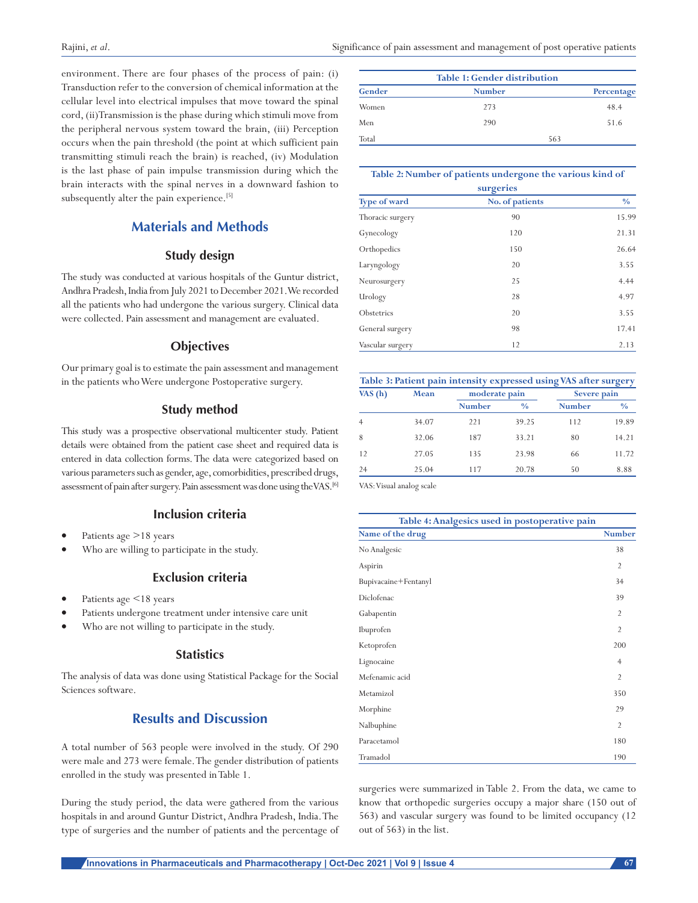environment. There are four phases of the process of pain: (i) Transduction refer to the conversion of chemical information at the cellular level into electrical impulses that move toward the spinal cord, (ii)Transmission is the phase during which stimuli move from the peripheral nervous system toward the brain, (iii) Perception occurs when the pain threshold (the point at which sufficient pain transmitting stimuli reach the brain) is reached, (iv) Modulation is the last phase of pain impulse transmission during which the brain interacts with the spinal nerves in a downward fashion to subsequently alter the pain experience.[5]

## Materials and Methods

### Study design

The study was conducted at various hospitals of the Guntur district, Andhra Pradesh, India from July 2021 to December 2021. We recorded all the patients who had undergone the various surgery. Clinical data were collected. Pain assessment and management are evaluated.

### Objectives

Our primary goal is to estimate the pain assessment and management in the patients who Were undergone Postoperative surgery.

### Study method

This study was a prospective observational multicenter study. Patient details were obtained from the patient case sheet and required data is entered in data collection forms. The data were categorized based on various parameters such as gender, age, comorbidities, prescribed drugs, assessment of pain after surgery. Pain assessment was done using the VAS.[6]

### Inclusion criteria

- Patients age >18 years
- Who are willing to participate in the study.

### Exclusion criteria

- Patients age <18 years
- Patients undergone treatment under intensive care unit
- Who are not willing to participate in the study.

### Statistics

The analysis of data was done using Statistical Package for the Social Sciences software.

## Results and Discussion

A total number of 563 people were involved in the study. Of 290 were male and 273 were female. The gender distribution of patients enrolled in the study was presented in Table 1.

During the study period, the data were gathered from the various hospitals in and around Guntur District, Andhra Pradesh, India. The type of surgeries and the number of patients and the percentage of surgeries were summarized in Table 2. From the data, we came to know that orthopedic surgeries occupy a major share (150 out of 563) and vascular surgery was found to be limited occupancy (12 out of 563) in the list.

**Table 1: Gender distribution**

| Gender | Number | Percentage |
|---|---|---|
| Women | 273 | 48.4 |
| Men | 290 | 51.6 |
| Total | 563 | |

**Table 2: Number of patients undergone the various kind of surgeries**

| Type of ward | No. of patients | % |
|---|---|---|
| Thoracic surgery | 90 | 15.99 |
| Gynecology | 120 | 21.31 |
| Orthopedics | 150 | 26.64 |
| Laryngology | 20 | 3.55 |
| Neurosurgery | 25 | 4.44 |
| Urology | 28 | 4.97 |
| Obstetrics | 20 | 3.55 |
| General surgery | 98 | 17.41 |
| Vascular surgery | 12 | 2.13 |

**Table 3: Patient pain intensity expressed using VAS after surgery**

| VAS (h) | Mean | moderate pain | | Severe pain | |
|---|---|---|---|---|---|
| | | Number | % | Number | % |
| 4 | 34.07 | 221 | 39.25 | 112 | 19.89 |
| 8 | 32.06 | 187 | 33.21 | 80 | 14.21 |
| 12 | 27.05 | 135 | 23.98 | 66 | 11.72 |
| 24 | 25.04 | 117 | 20.78 | 50 | 8.88 |

VAS: Visual analog scale

**Table 4: Analgesics used in postoperative pain**

| Name of the drug | Number |
|---|---|
| No Analgesic | 38 |
| Aspirin | 2 |
| Bupivacaine+Fentanyl | 34 |
| Diclofenac | 39 |
| Gabapentin | 2 |
| Ibuprofen | 2 |
| Ketoprofen | 200 |
| Lignocaine | 4 |
| Mefenamic acid | 2 |
| Metamizol | 350 |
| Morphine | 29 |
| Nalbuphine | 2 |
| Paracetamol | 180 |
| Tramadol | 190 |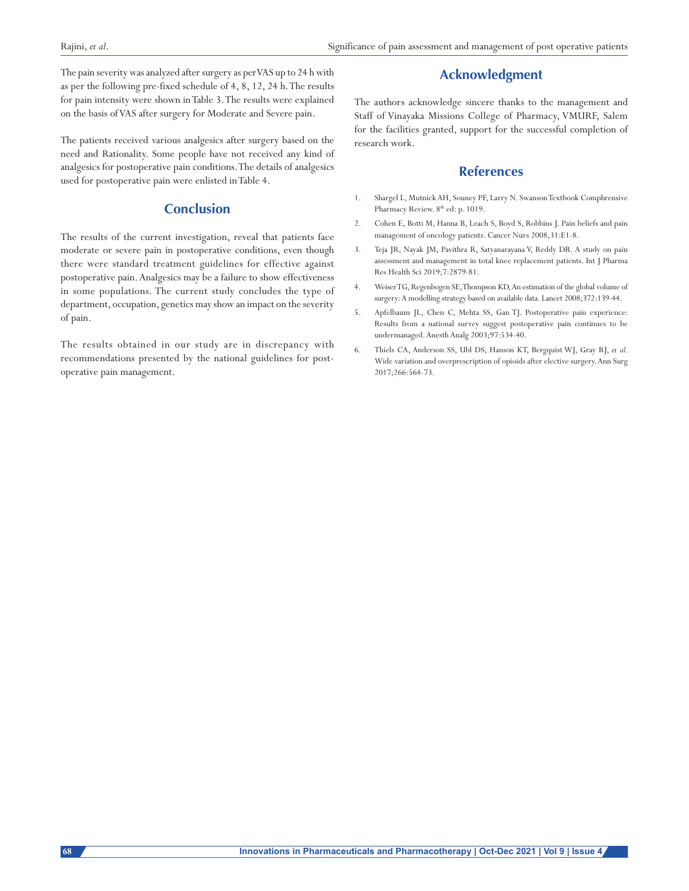The pain severity was analyzed after surgery as per VAS up to 24 h with as per the following pre-fixed schedule of 4, 8, 12, 24 h. The results for pain intensity were shown in Table 3. The results were explained on the basis of VAS after surgery for Moderate and Severe pain.

The patients received various analgesics after surgery based on the need and Rationality. Some people have not received any kind of analgesics for postoperative pain conditions. The details of analgesics used for postoperative pain were enlisted in Table 4.

## Conclusion

The results of the current investigation, reveal that patients face moderate or severe pain in postoperative conditions, even though there were standard treatment guidelines for effective against postoperative pain. Analgesics may be a failure to show effectiveness in some populations. The current study concludes the type of department, occupation, genetics may show an impact on the severity of pain.

The results obtained in our study are in discrepancy with recommendations presented by the national guidelines for post-operative pain management.

## Acknowledgment

The authors acknowledge sincere thanks to the management and Staff of Vinayaka Missions College of Pharmacy, VMURF, Salem for the facilities granted, support for the successful completion of research work.

## References

1. Shargel L, Mutnick AH, Souney PF, Larry N. Swanson Textbook Comphrensive Pharmacy Review. 8th ed: p. 1019.
2. Cohen E, Botti M, Hanna B, Leach S, Boyd S, Robbins J. Pain beliefs and pain management of oncology patients. Cancer Nurs 2008,31:E1-8.
3. Teja JR, Nayak JM, Pavithra R, Satyanarayana V, Reddy DR. A study on pain assessment and management in total knee replacement patients. Int J Pharma Res Health Sci 2019;7:2879-81.
4. Weiser TG, Regenbogen SE, Thompson KD, An estimation of the global volume of surgery: A modelling strategy based on available data. Lancet 2008;372:139-44.
5. Apfelbaum JL, Chen C, Mehta SS, Gan TJ. Postoperative pain experience: Results from a national survey suggest postoperative pain continues to be undermanaged. Anesth Analg 2003;97:534-40.
6. Thiels CA, Anderson SS, Ubl DS, Hanson KT, Bergquist WJ, Gray RJ, *et al*. Wide variation and overprescription of opioids after elective surgery. Ann Surg 2017;266:564-73.